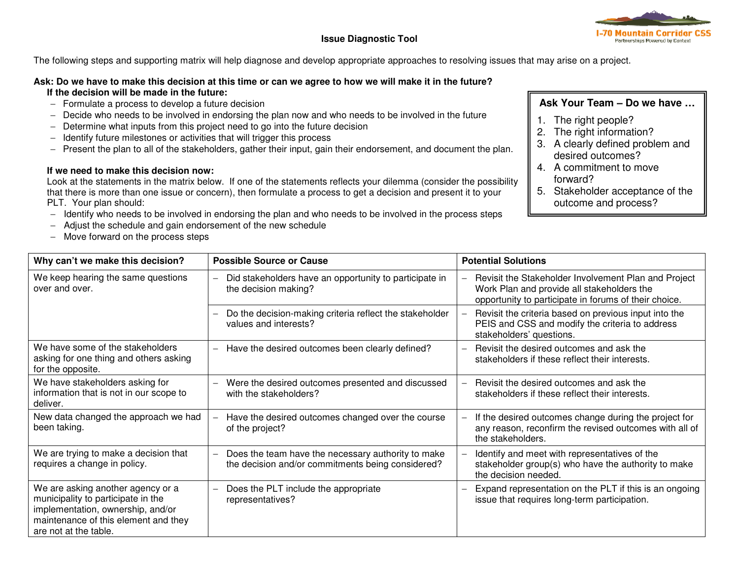# Issue Diagnostic Tool

The following steps and supporting matrix will help diagnose and develop appropriate approaches to resolving issues that may arise on a project.

**Ask: Do we have to make this decision at this time or can we agree to how we will make it in the future?**

**If the decision will be made in the future:**

- Formulate a process to develop a future decision
- Decide who needs to be involved in endorsing the plan now and who needs to be involved in the future
- Determine what inputs from this project need to go into the future decision
- Identify future milestones or activities that will trigger this process
- Present the plan to all of the stakeholders, gather their input, gain their endorsement, and document the plan.

**If we need to make this decision now:**

Look at the statements in the matrix below. If one of the statements reflects your dilemma (consider the possibility that there is more than one issue or concern), then formulate a process to get a decision and present it to your PLT. Your plan should:

- Identify who needs to be involved in endorsing the plan and who needs to be involved in the process steps
- Adjust the schedule and gain endorsement of the new schedule
- Move forward on the process steps

**Ask Your Team – Do we have …**

1. The right people?
2. The right information?
3. A clearly defined problem and desired outcomes?
4. A commitment to move forward?
5. Stakeholder acceptance of the outcome and process?

| Why can't we make this decision? | Possible Source or Cause | Potential Solutions |
|---|---|---|
| We keep hearing the same questions over and over. | – Did stakeholders have an opportunity to participate in the decision making? | – Revisit the Stakeholder Involvement Plan and Project Work Plan and provide all stakeholders the opportunity to participate in forums of their choice. |
| | – Do the decision-making criteria reflect the stakeholder values and interests? | – Revisit the criteria based on previous input into the PEIS and CSS and modify the criteria to address stakeholders' questions. |
| We have some of the stakeholders asking for one thing and others asking for the opposite. | – Have the desired outcomes been clearly defined? | – Revisit the desired outcomes and ask the stakeholders if these reflect their interests. |
| We have stakeholders asking for information that is not in our scope to deliver. | – Were the desired outcomes presented and discussed with the stakeholders? | – Revisit the desired outcomes and ask the stakeholders if these reflect their interests. |
| New data changed the approach we had been taking. | – Have the desired outcomes changed over the course of the project? | – If the desired outcomes change during the project for any reason, reconfirm the revised outcomes with all of the stakeholders. |
| We are trying to make a decision that requires a change in policy. | – Does the team have the necessary authority to make the decision and/or commitments being considered? | – Identify and meet with representatives of the stakeholder group(s) who have the authority to make the decision needed. |
| We are asking another agency or a municipality to participate in the implementation, ownership, and/or maintenance of this element and they are not at the table. | – Does the PLT include the appropriate representatives? | – Expand representation on the PLT if this is an ongoing issue that requires long-term participation. |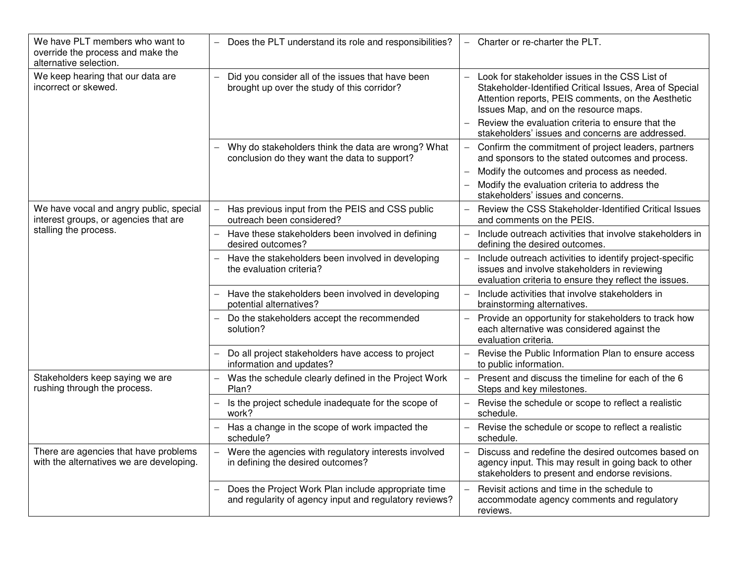| | | |
|---|---|---|
| We have PLT members who want to override the process and make the alternative selection. | – Does the PLT understand its role and responsibilities? | – Charter or re-charter the PLT. |
| We keep hearing that our data are incorrect or skewed. | – Did you consider all of the issues that have been brought up over the study of this corridor? | – Look for stakeholder issues in the CSS List of Stakeholder-Identified Critical Issues, Area of Special Attention reports, PEIS comments, on the Aesthetic Issues Map, and on the resource maps.<br>– Review the evaluation criteria to ensure that the stakeholders' issues and concerns are addressed. |
| | – Why do stakeholders think the data are wrong? What conclusion do they want the data to support? | – Confirm the commitment of project leaders, partners and sponsors to the stated outcomes and process.<br>– Modify the outcomes and process as needed.<br>– Modify the evaluation criteria to address the stakeholders' issues and concerns. |
| We have vocal and angry public, special interest groups, or agencies that are stalling the process. | – Has previous input from the PEIS and CSS public outreach been considered? | – Review the CSS Stakeholder-Identified Critical Issues and comments on the PEIS. |
| | – Have these stakeholders been involved in defining desired outcomes? | – Include outreach activities that involve stakeholders in defining the desired outcomes. |
| | – Have the stakeholders been involved in developing the evaluation criteria? | – Include outreach activities to identify project-specific issues and involve stakeholders in reviewing evaluation criteria to ensure they reflect the issues. |
| | – Have the stakeholders been involved in developing potential alternatives? | – Include activities that involve stakeholders in brainstorming alternatives. |
| | – Do the stakeholders accept the recommended solution? | – Provide an opportunity for stakeholders to track how each alternative was considered against the evaluation criteria. |
| | – Do all project stakeholders have access to project information and updates? | – Revise the Public Information Plan to ensure access to public information. |
| Stakeholders keep saying we are rushing through the process. | – Was the schedule clearly defined in the Project Work Plan? | – Present and discuss the timeline for each of the 6 Steps and key milestones. |
| | – Is the project schedule inadequate for the scope of work? | – Revise the schedule or scope to reflect a realistic schedule. |
| | – Has a change in the scope of work impacted the schedule? | – Revise the schedule or scope to reflect a realistic schedule. |
| There are agencies that have problems with the alternatives we are developing. | – Were the agencies with regulatory interests involved in defining the desired outcomes? | – Discuss and redefine the desired outcomes based on agency input. This may result in going back to other stakeholders to present and endorse revisions. |
| | – Does the Project Work Plan include appropriate time and regularity of agency input and regulatory reviews? | – Revisit actions and time in the schedule to accommodate agency comments and regulatory reviews. |